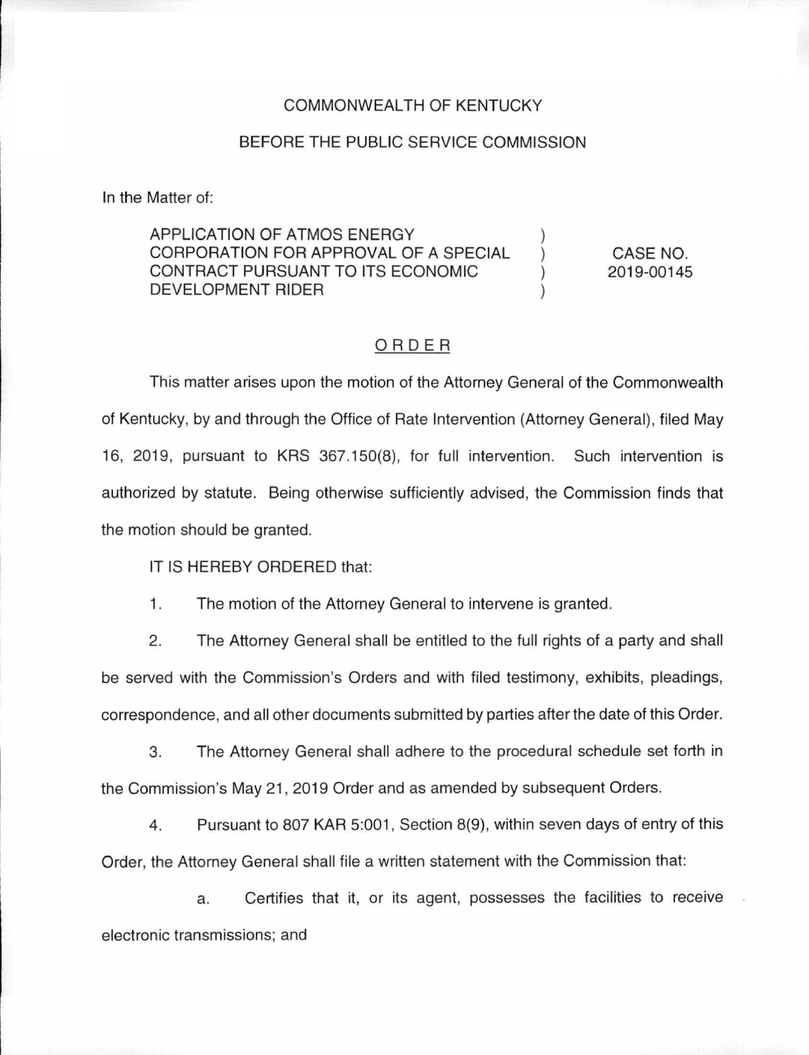COMMONWEALTH OF KENTUCKY

BEFORE THE PUBLIC SERVICE COMMISSION

In the Matter of:

| | | |
|---|---|---|
| APPLICATION OF ATMOS ENERGY CORPORATION FOR APPROVAL OF A SPECIAL CONTRACT PURSUANT TO ITS ECONOMIC DEVELOPMENT RIDER | ) ) ) ) | CASE NO. 2019-00145 |

## ORDER

This matter arises upon the motion of the Attorney General of the Commonwealth of Kentucky, by and through the Office of Rate Intervention (Attorney General), filed May 16, 2019, pursuant to KRS 367.150(8), for full intervention. Such intervention is authorized by statute. Being otherwise sufficiently advised, the Commission finds that the motion should be granted.

IT IS HEREBY ORDERED that:

1. The motion of the Attorney General to intervene is granted.

2. The Attorney General shall be entitled to the full rights of a party and shall be served with the Commission's Orders and with filed testimony, exhibits, pleadings, correspondence, and all other documents submitted by parties after the date of this Order.

3. The Attorney General shall adhere to the procedural schedule set forth in the Commission's May 21, 2019 Order and as amended by subsequent Orders.

4. Pursuant to 807 KAR 5:001, Section 8(9), within seven days of entry of this Order, the Attorney General shall file a written statement with the Commission that:

   a. Certifies that it, or its agent, possesses the facilities to receive electronic transmissions; and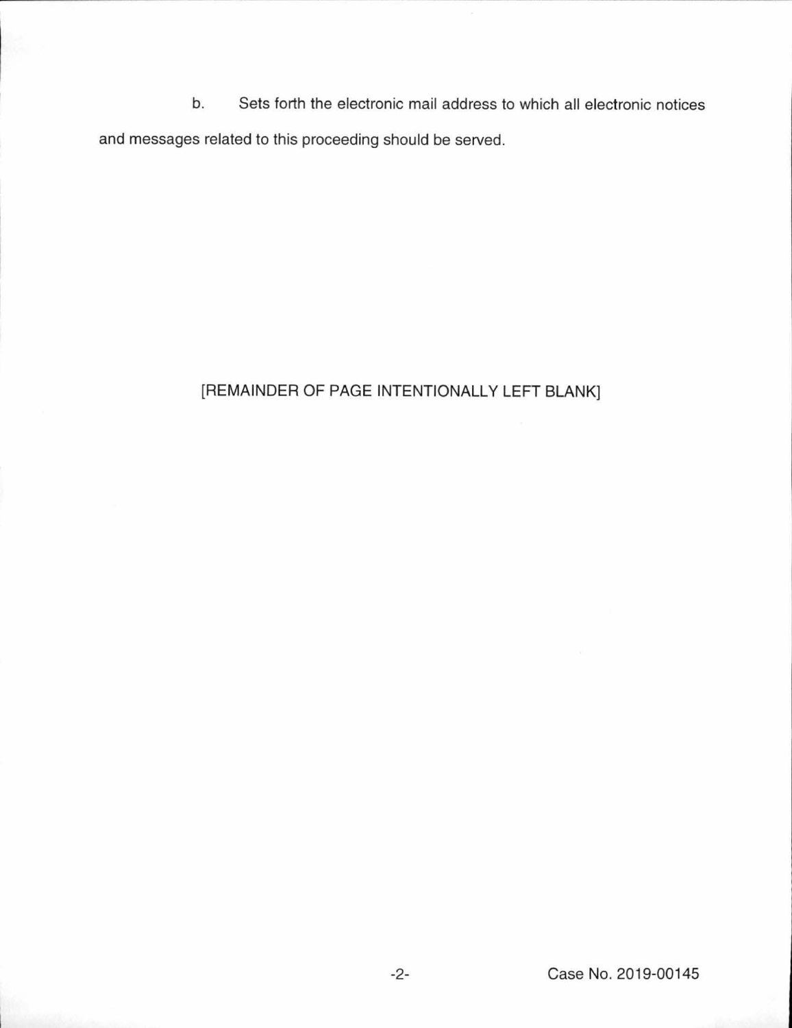b. Sets forth the electronic mail address to which all electronic notices and messages related to this proceeding should be served.

[REMAINDER OF PAGE INTENTIONALLY LEFT BLANK]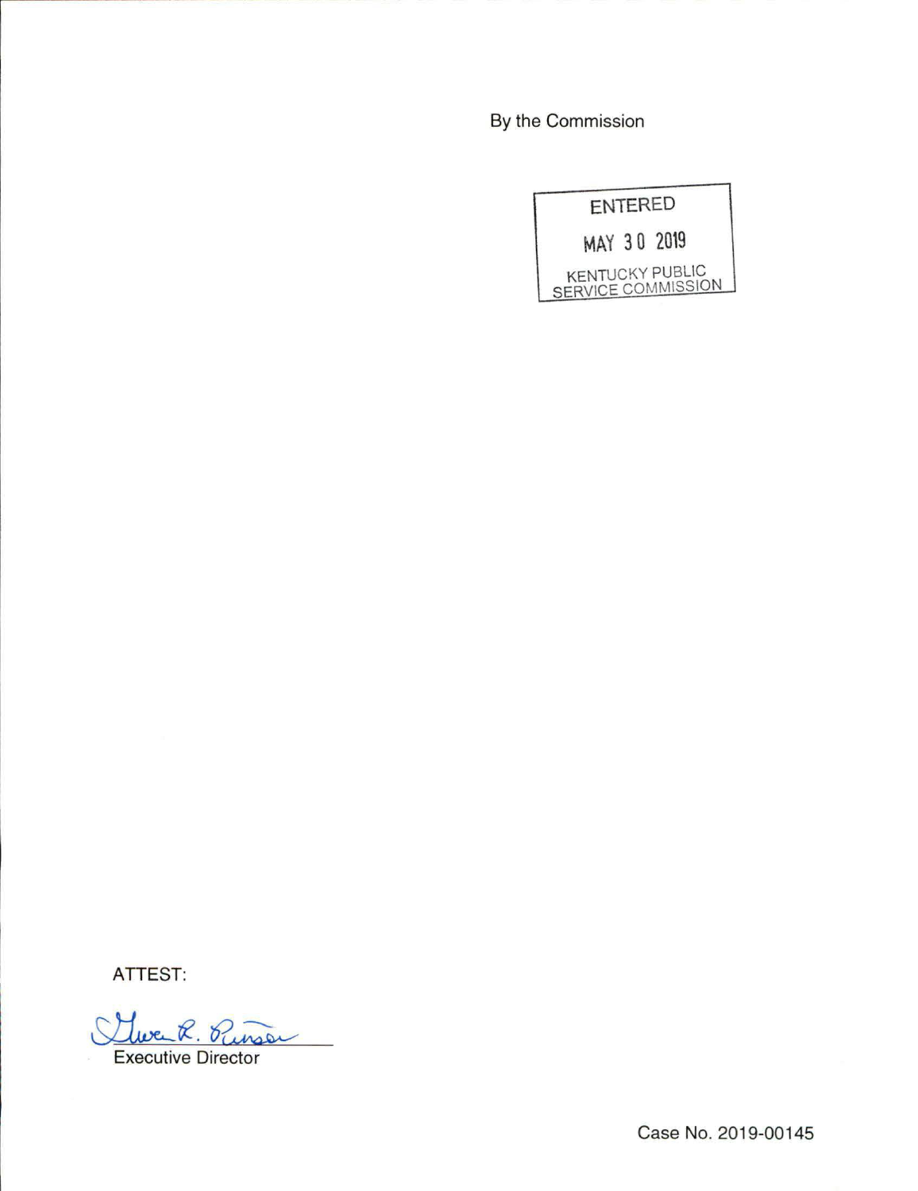By the Commission

ENTERED

MAY 30 2019

KENTUCKY PUBLIC SERVICE COMMISSION

ATTEST:

Gwen R. Pinson

Executive Director

Case No. 2019-00145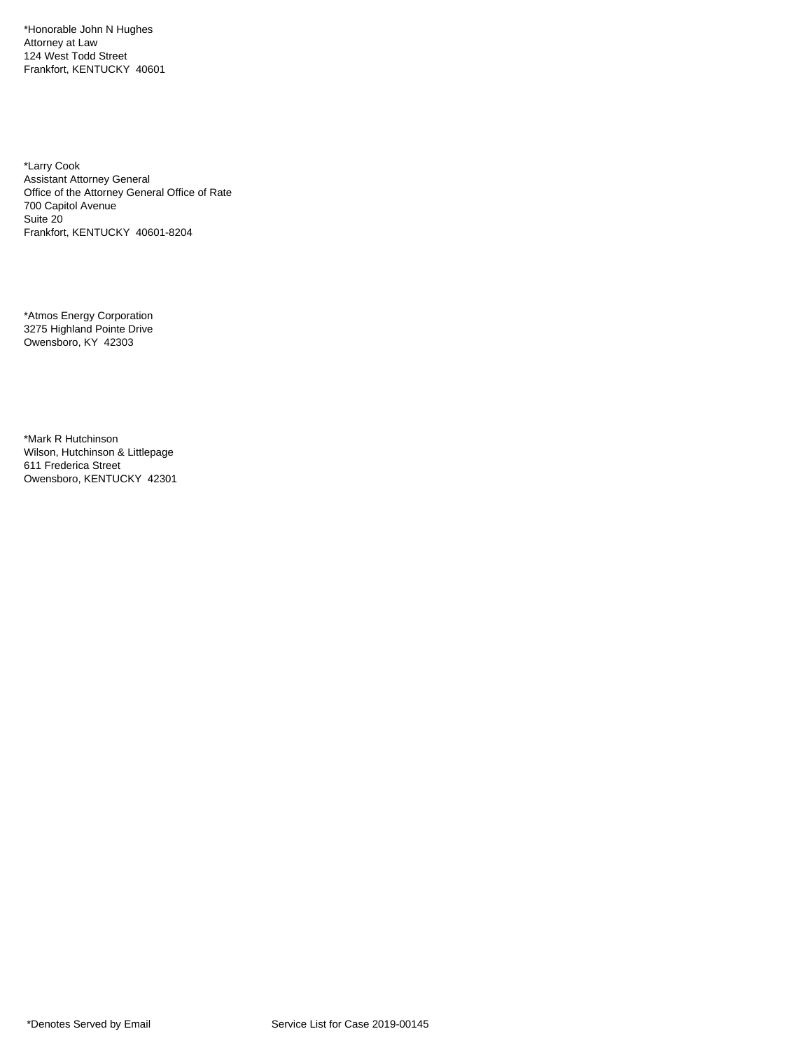*Honorable John N Hughes
Attorney at Law
124 West Todd Street
Frankfort, KENTUCKY  40601

*Larry Cook
Assistant Attorney General
Office of the Attorney General Office of Rate
700 Capitol Avenue
Suite 20
Frankfort, KENTUCKY  40601-8204

*Atmos Energy Corporation
3275 Highland Pointe Drive
Owensboro, KY  42303

*Mark R Hutchinson
Wilson, Hutchinson & Littlepage
611 Frederica Street
Owensboro, KENTUCKY  42301